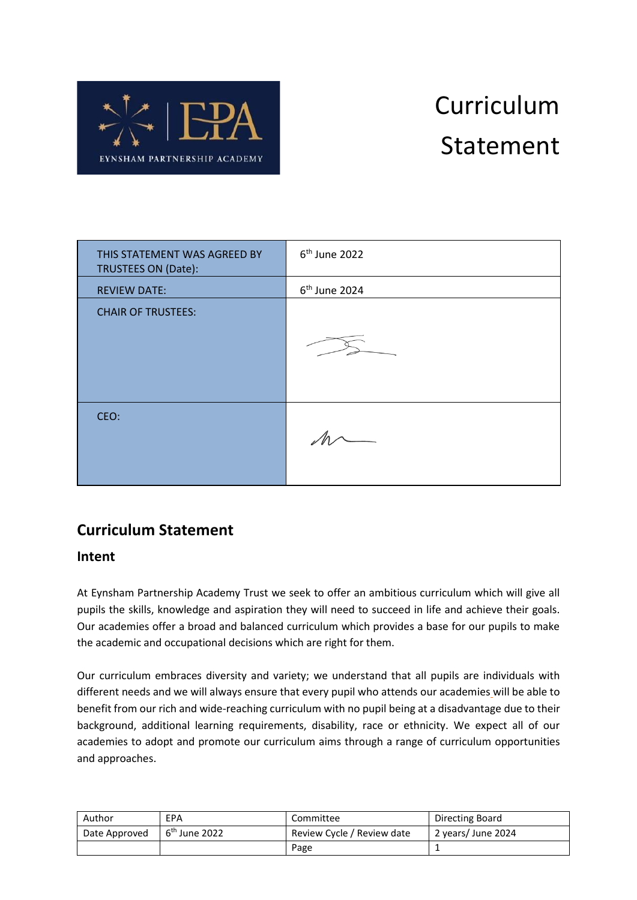# Curriculum Statement

| THIS STATEMENT WAS AGREED BY TRUSTEES ON (Date): | 6th June 2022 |
|---|---|
| REVIEW DATE: | 6th June 2024 |
| CHAIR OF TRUSTEES: | |
| CEO: | |

## Curriculum Statement

### Intent

At Eynsham Partnership Academy Trust we seek to offer an ambitious curriculum which will give all pupils the skills, knowledge and aspiration they will need to succeed in life and achieve their goals. Our academies offer a broad and balanced curriculum which provides a base for our pupils to make the academic and occupational decisions which are right for them.

Our curriculum embraces diversity and variety; we understand that all pupils are individuals with different needs and we will always ensure that every pupil who attends our academies will be able to benefit from our rich and wide-reaching curriculum with no pupil being at a disadvantage due to their background, additional learning requirements, disability, race or ethnicity. We expect all of our academies to adopt and promote our curriculum aims through a range of curriculum opportunities and approaches.

| Author | EPA | Committee | Directing Board |
|---|---|---|---|
| Date Approved | 6th June 2022 | Review Cycle / Review date | 2 years/ June 2024 |
| | | Page | 1 |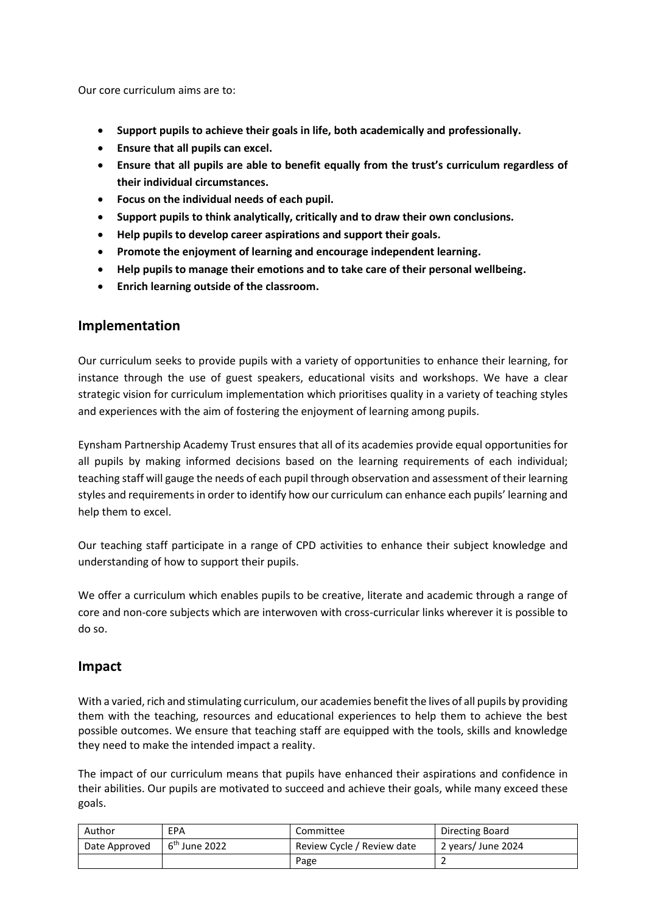Our core curriculum aims are to:

- **Support pupils to achieve their goals in life, both academically and professionally.**
- **Ensure that all pupils can excel.**
- **Ensure that all pupils are able to benefit equally from the trust's curriculum regardless of their individual circumstances.**
- **Focus on the individual needs of each pupil.**
- **Support pupils to think analytically, critically and to draw their own conclusions.**
- **Help pupils to develop career aspirations and support their goals.**
- **Promote the enjoyment of learning and encourage independent learning.**
- **Help pupils to manage their emotions and to take care of their personal wellbeing.**
- **Enrich learning outside of the classroom.**

## Implementation

Our curriculum seeks to provide pupils with a variety of opportunities to enhance their learning, for instance through the use of guest speakers, educational visits and workshops. We have a clear strategic vision for curriculum implementation which prioritises quality in a variety of teaching styles and experiences with the aim of fostering the enjoyment of learning among pupils.

Eynsham Partnership Academy Trust ensures that all of its academies provide equal opportunities for all pupils by making informed decisions based on the learning requirements of each individual; teaching staff will gauge the needs of each pupil through observation and assessment of their learning styles and requirements in order to identify how our curriculum can enhance each pupils' learning and help them to excel.

Our teaching staff participate in a range of CPD activities to enhance their subject knowledge and understanding of how to support their pupils.

We offer a curriculum which enables pupils to be creative, literate and academic through a range of core and non-core subjects which are interwoven with cross-curricular links wherever it is possible to do so.

## Impact

With a varied, rich and stimulating curriculum, our academies benefit the lives of all pupils by providing them with the teaching, resources and educational experiences to help them to achieve the best possible outcomes. We ensure that teaching staff are equipped with the tools, skills and knowledge they need to make the intended impact a reality.

The impact of our curriculum means that pupils have enhanced their aspirations and confidence in their abilities. Our pupils are motivated to succeed and achieve their goals, while many exceed these goals.

| Author | EPA | Committee | Directing Board |
|---|---|---|---|
| Date Approved | 6th June 2022 | Review Cycle / Review date | 2 years/ June 2024 |
| | | Page | 2 |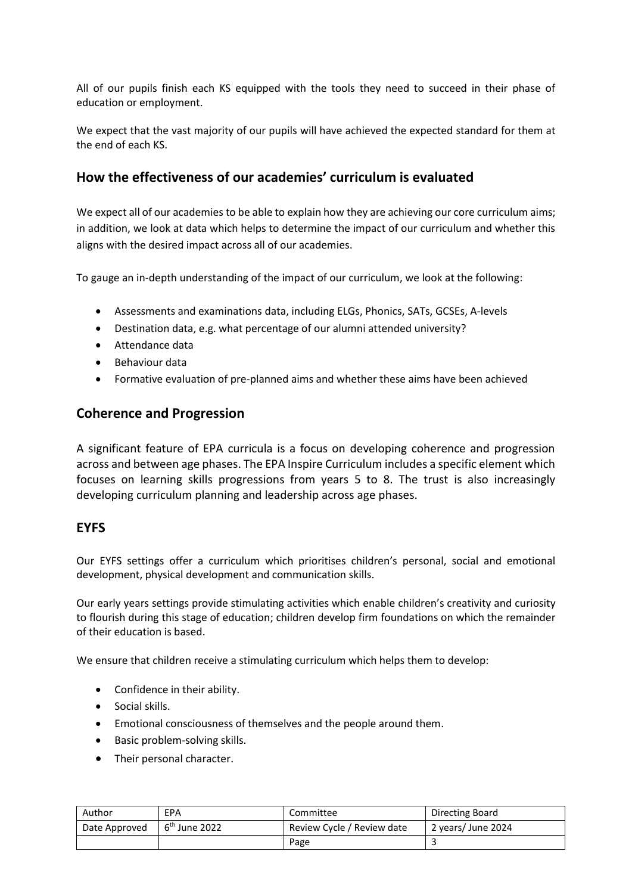All of our pupils finish each KS equipped with the tools they need to succeed in their phase of education or employment.

We expect that the vast majority of our pupils will have achieved the expected standard for them at the end of each KS.

## How the effectiveness of our academies' curriculum is evaluated

We expect all of our academies to be able to explain how they are achieving our core curriculum aims; in addition, we look at data which helps to determine the impact of our curriculum and whether this aligns with the desired impact across all of our academies.

To gauge an in-depth understanding of the impact of our curriculum, we look at the following:

- Assessments and examinations data, including ELGs, Phonics, SATs, GCSEs, A-levels
- Destination data, e.g. what percentage of our alumni attended university?
- Attendance data
- Behaviour data
- Formative evaluation of pre-planned aims and whether these aims have been achieved

## Coherence and Progression

A significant feature of EPA curricula is a focus on developing coherence and progression across and between age phases. The EPA Inspire Curriculum includes a specific element which focuses on learning skills progressions from years 5 to 8. The trust is also increasingly developing curriculum planning and leadership across age phases.

## EYFS

Our EYFS settings offer a curriculum which prioritises children's personal, social and emotional development, physical development and communication skills.

Our early years settings provide stimulating activities which enable children's creativity and curiosity to flourish during this stage of education; children develop firm foundations on which the remainder of their education is based.

We ensure that children receive a stimulating curriculum which helps them to develop:

- Confidence in their ability.
- Social skills.
- Emotional consciousness of themselves and the people around them.
- Basic problem-solving skills.
- Their personal character.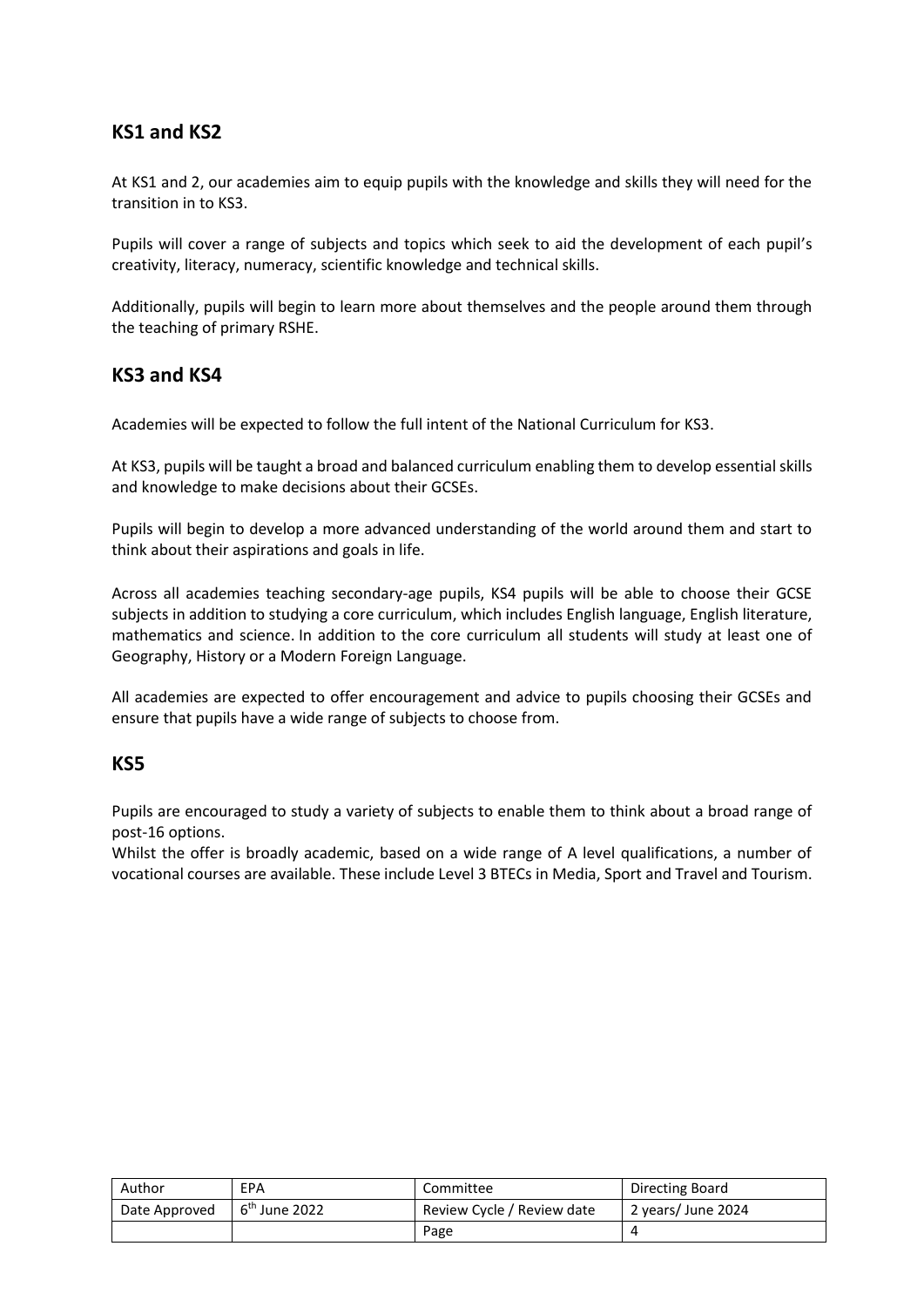## KS1 and KS2

At KS1 and 2, our academies aim to equip pupils with the knowledge and skills they will need for the transition in to KS3.

Pupils will cover a range of subjects and topics which seek to aid the development of each pupil's creativity, literacy, numeracy, scientific knowledge and technical skills.

Additionally, pupils will begin to learn more about themselves and the people around them through the teaching of primary RSHE.

## KS3 and KS4

Academies will be expected to follow the full intent of the National Curriculum for KS3.

At KS3, pupils will be taught a broad and balanced curriculum enabling them to develop essential skills and knowledge to make decisions about their GCSEs.

Pupils will begin to develop a more advanced understanding of the world around them and start to think about their aspirations and goals in life.

Across all academies teaching secondary-age pupils, KS4 pupils will be able to choose their GCSE subjects in addition to studying a core curriculum, which includes English language, English literature, mathematics and science. In addition to the core curriculum all students will study at least one of Geography, History or a Modern Foreign Language.

All academies are expected to offer encouragement and advice to pupils choosing their GCSEs and ensure that pupils have a wide range of subjects to choose from.

## KS5

Pupils are encouraged to study a variety of subjects to enable them to think about a broad range of post-16 options.
Whilst the offer is broadly academic, based on a wide range of A level qualifications, a number of vocational courses are available. These include Level 3 BTECs in Media, Sport and Travel and Tourism.

| | | | |
|---|---|---|---|
| Author | EPA | Committee | Directing Board |
| Date Approved | 6th June 2022 | Review Cycle / Review date | 2 years/ June 2024 |
| | | Page | 4 |